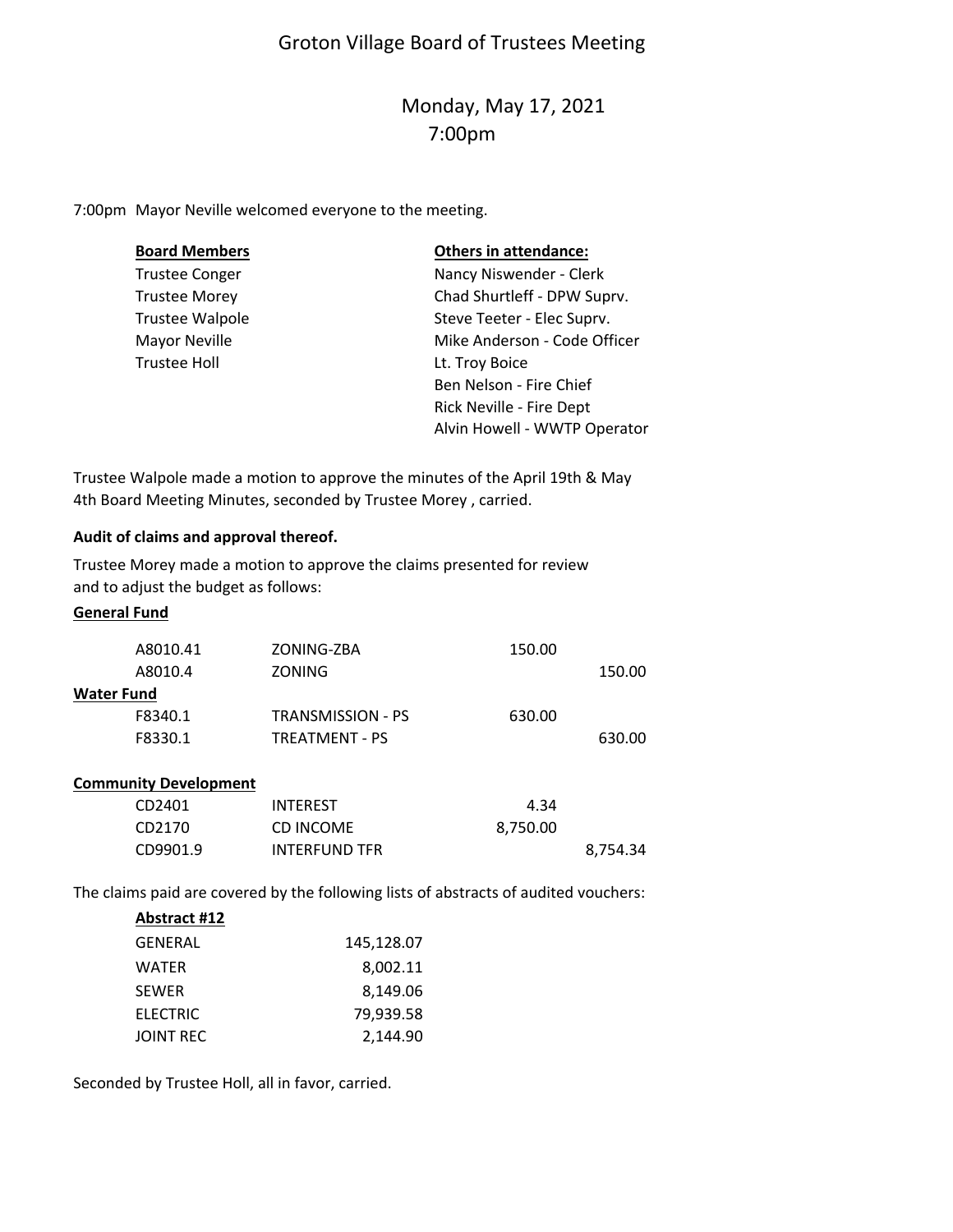# Groton Village Board of Trustees Meeting

Monday, May 17, 2021
7:00pm

7:00pm Mayor Neville welcomed everyone to the meeting.

| **Board Members** | **Others in attendance:** |
|---|---|
| Trustee Conger | Nancy Niswender - Clerk |
| Trustee Morey | Chad Shurtleff - DPW Suprv. |
| Trustee Walpole | Steve Teeter - Elec Suprv. |
| Mayor Neville | Mike Anderson - Code Officer |
| Trustee Holl | Lt. Troy Boice |
| | Ben Nelson - Fire Chief |
| | Rick Neville - Fire Dept |
| | Alvin Howell - WWTP Operator |

Trustee Walpole made a motion to approve the minutes of the April 19th & May 4th Board Meeting Minutes, seconded by Trustee Morey , carried.

**Audit of claims and approval thereof.**

Trustee Morey made a motion to approve the claims presented for review and to adjust the budget as follows:

| **General Fund** | | | |
|---|---|---|---|
| A8010.41 | ZONING-ZBA | 150.00 | |
| A8010.4 | ZONING | | 150.00 |
| **Water Fund** | | | |
| F8340.1 | TRANSMISSION - PS | 630.00 | |
| F8330.1 | TREATMENT - PS | | 630.00 |
| **Community Development** | | | |
| CD2401 | INTEREST | 4.34 | |
| CD2170 | CD INCOME | 8,750.00 | |
| CD9901.9 | INTERFUND TFR | | 8,754.34 |

The claims paid are covered by the following lists of abstracts of audited vouchers:

| **Abstract #12** | |
|---|---|
| GENERAL | 145,128.07 |
| WATER | 8,002.11 |
| SEWER | 8,149.06 |
| ELECTRIC | 79,939.58 |
| JOINT REC | 2,144.90 |

Seconded by Trustee Holl, all in favor, carried.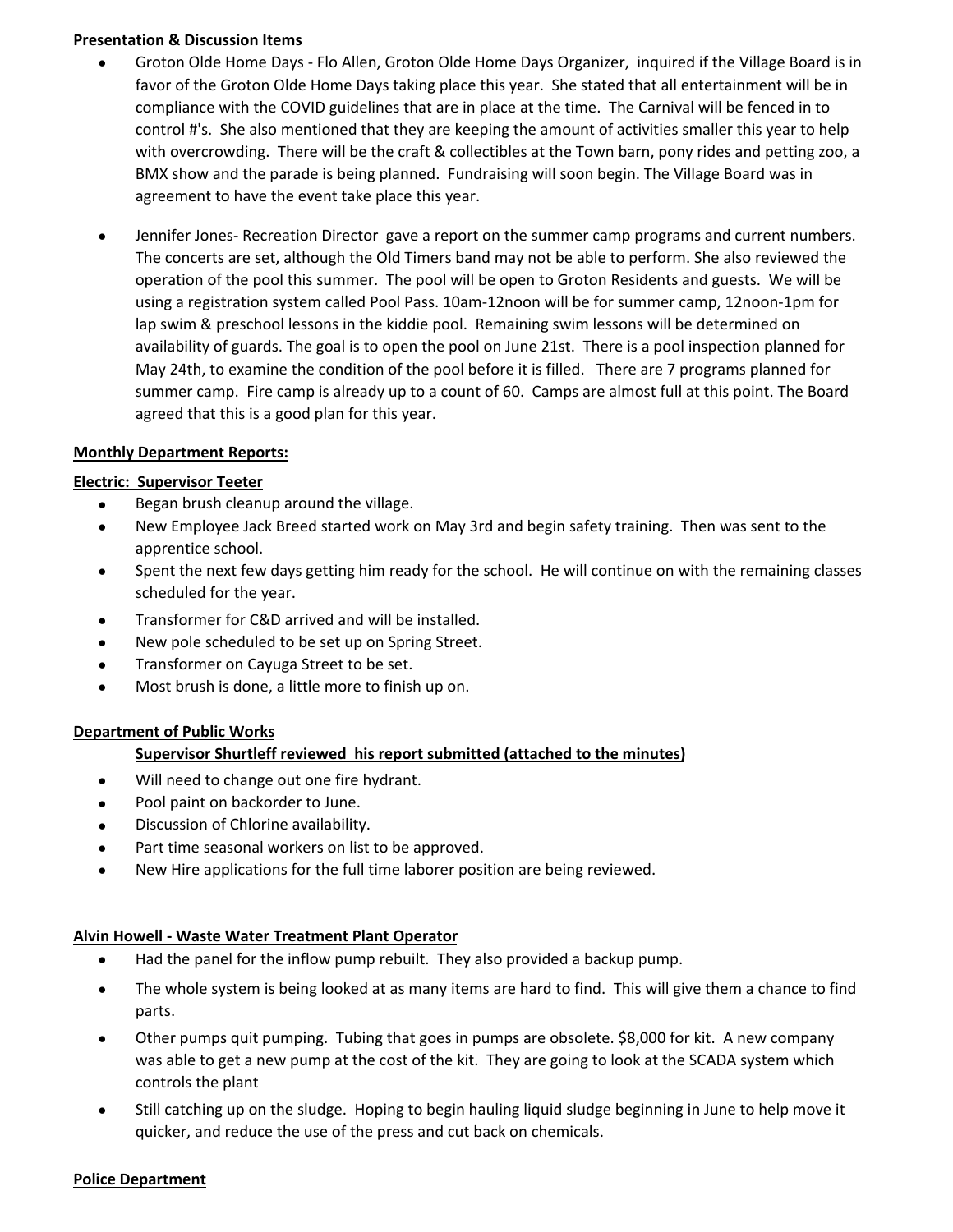**Presentation & Discussion Items**

- Groton Olde Home Days - Flo Allen, Groton Olde Home Days Organizer, inquired if the Village Board is in favor of the Groton Olde Home Days taking place this year. She stated that all entertainment will be in compliance with the COVID guidelines that are in place at the time. The Carnival will be fenced in to control #'s. She also mentioned that they are keeping the amount of activities smaller this year to help with overcrowding. There will be the craft & collectibles at the Town barn, pony rides and petting zoo, a BMX show and the parade is being planned. Fundraising will soon begin. The Village Board was in agreement to have the event take place this year.

- Jennifer Jones- Recreation Director gave a report on the summer camp programs and current numbers. The concerts are set, although the Old Timers band may not be able to perform. She also reviewed the operation of the pool this summer. The pool will be open to Groton Residents and guests. We will be using a registration system called Pool Pass. 10am-12noon will be for summer camp, 12noon-1pm for lap swim & preschool lessons in the kiddie pool. Remaining swim lessons will be determined on availability of guards. The goal is to open the pool on June 21st. There is a pool inspection planned for May 24th, to examine the condition of the pool before it is filled. There are 7 programs planned for summer camp. Fire camp is already up to a count of 60. Camps are almost full at this point. The Board agreed that this is a good plan for this year.

**Monthly Department Reports:**

**Electric: Supervisor Teeter**

- Began brush cleanup around the village.
- New Employee Jack Breed started work on May 3rd and begin safety training. Then was sent to the apprentice school.
- Spent the next few days getting him ready for the school. He will continue on with the remaining classes scheduled for the year.
- Transformer for C&D arrived and will be installed.
- New pole scheduled to be set up on Spring Street.
- Transformer on Cayuga Street to be set.
- Most brush is done, a little more to finish up on.

**Department of Public Works**

**Supervisor Shurtleff reviewed his report submitted (attached to the minutes)**

- Will need to change out one fire hydrant.
- Pool paint on backorder to June.
- Discussion of Chlorine availability.
- Part time seasonal workers on list to be approved.
- New Hire applications for the full time laborer position are being reviewed.

**Alvin Howell - Waste Water Treatment Plant Operator**

- Had the panel for the inflow pump rebuilt. They also provided a backup pump.
- The whole system is being looked at as many items are hard to find. This will give them a chance to find parts.
- Other pumps quit pumping. Tubing that goes in pumps are obsolete. $8,000 for kit. A new company was able to get a new pump at the cost of the kit. They are going to look at the SCADA system which controls the plant
- Still catching up on the sludge. Hoping to begin hauling liquid sludge beginning in June to help move it quicker, and reduce the use of the press and cut back on chemicals.

**Police Department**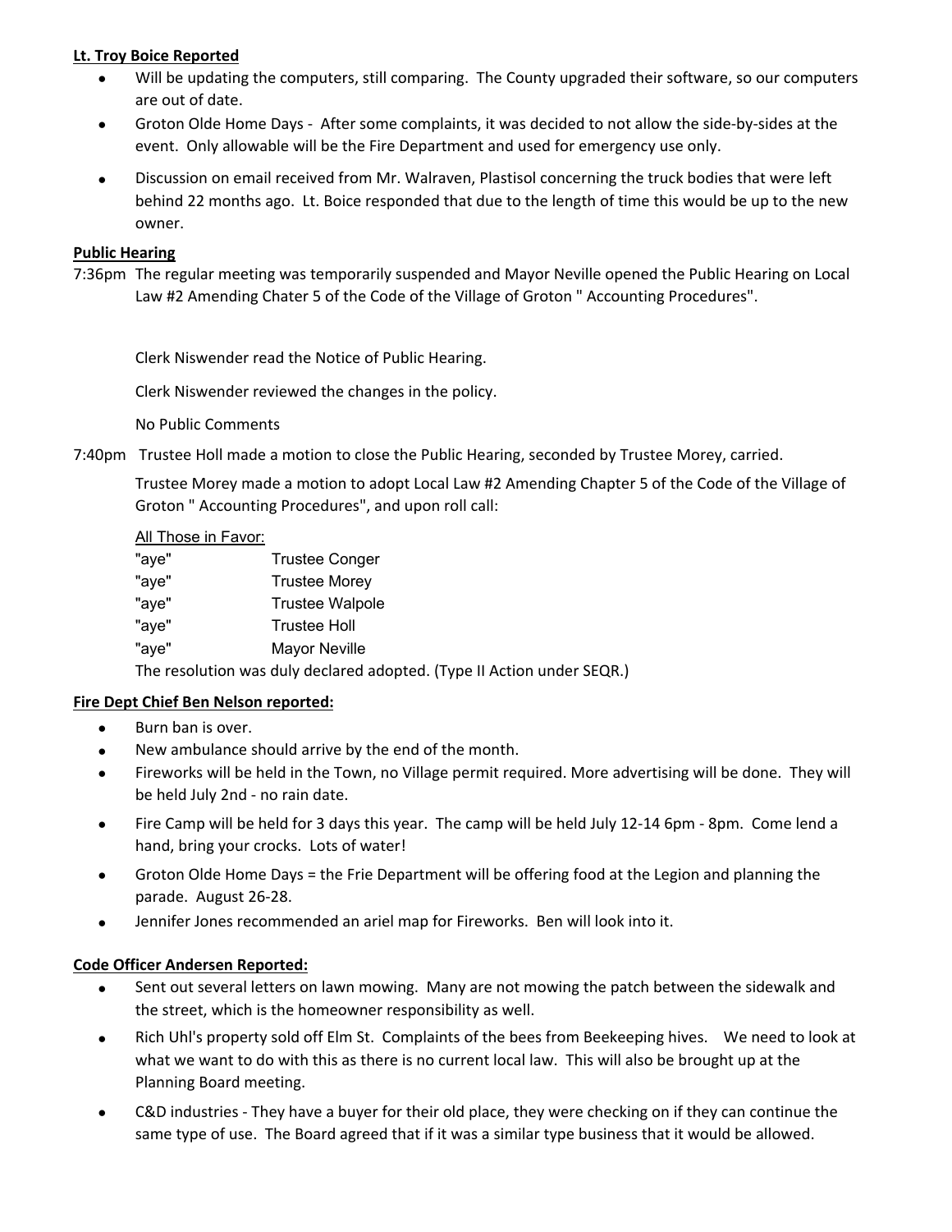**Lt. Troy Boice Reported**

- Will be updating the computers, still comparing. The County upgraded their software, so our computers are out of date.
- Groton Olde Home Days - After some complaints, it was decided to not allow the side-by-sides at the event. Only allowable will be the Fire Department and used for emergency use only.
- Discussion on email received from Mr. Walraven, Plastisol concerning the truck bodies that were left behind 22 months ago. Lt. Boice responded that due to the length of time this would be up to the new owner.

**Public Hearing**

7:36pm The regular meeting was temporarily suspended and Mayor Neville opened the Public Hearing on Local Law #2 Amending Chater 5 of the Code of the Village of Groton " Accounting Procedures".

Clerk Niswender read the Notice of Public Hearing.

Clerk Niswender reviewed the changes in the policy.

No Public Comments

7:40pm Trustee Holl made a motion to close the Public Hearing, seconded by Trustee Morey, carried.

Trustee Morey made a motion to adopt Local Law #2 Amending Chapter 5 of the Code of the Village of Groton " Accounting Procedures", and upon roll call:

All Those in Favor:

"aye" Trustee Conger
"aye" Trustee Morey
"aye" Trustee Walpole
"aye" Trustee Holl
"aye" Mayor Neville

The resolution was duly declared adopted. (Type II Action under SEQR.)

**Fire Dept Chief Ben Nelson reported:**

- Burn ban is over.
- New ambulance should arrive by the end of the month.
- Fireworks will be held in the Town, no Village permit required. More advertising will be done. They will be held July 2nd - no rain date.
- Fire Camp will be held for 3 days this year. The camp will be held July 12-14 6pm - 8pm. Come lend a hand, bring your crocks. Lots of water!
- Groton Olde Home Days = the Frie Department will be offering food at the Legion and planning the parade. August 26-28.
- Jennifer Jones recommended an ariel map for Fireworks. Ben will look into it.

**Code Officer Andersen Reported:**

- Sent out several letters on lawn mowing. Many are not mowing the patch between the sidewalk and the street, which is the homeowner responsibility as well.
- Rich Uhl's property sold off Elm St. Complaints of the bees from Beekeeping hives. We need to look at what we want to do with this as there is no current local law. This will also be brought up at the Planning Board meeting.
- C&D industries - They have a buyer for their old place, they were checking on if they can continue the same type of use. The Board agreed that if it was a similar type business that it would be allowed.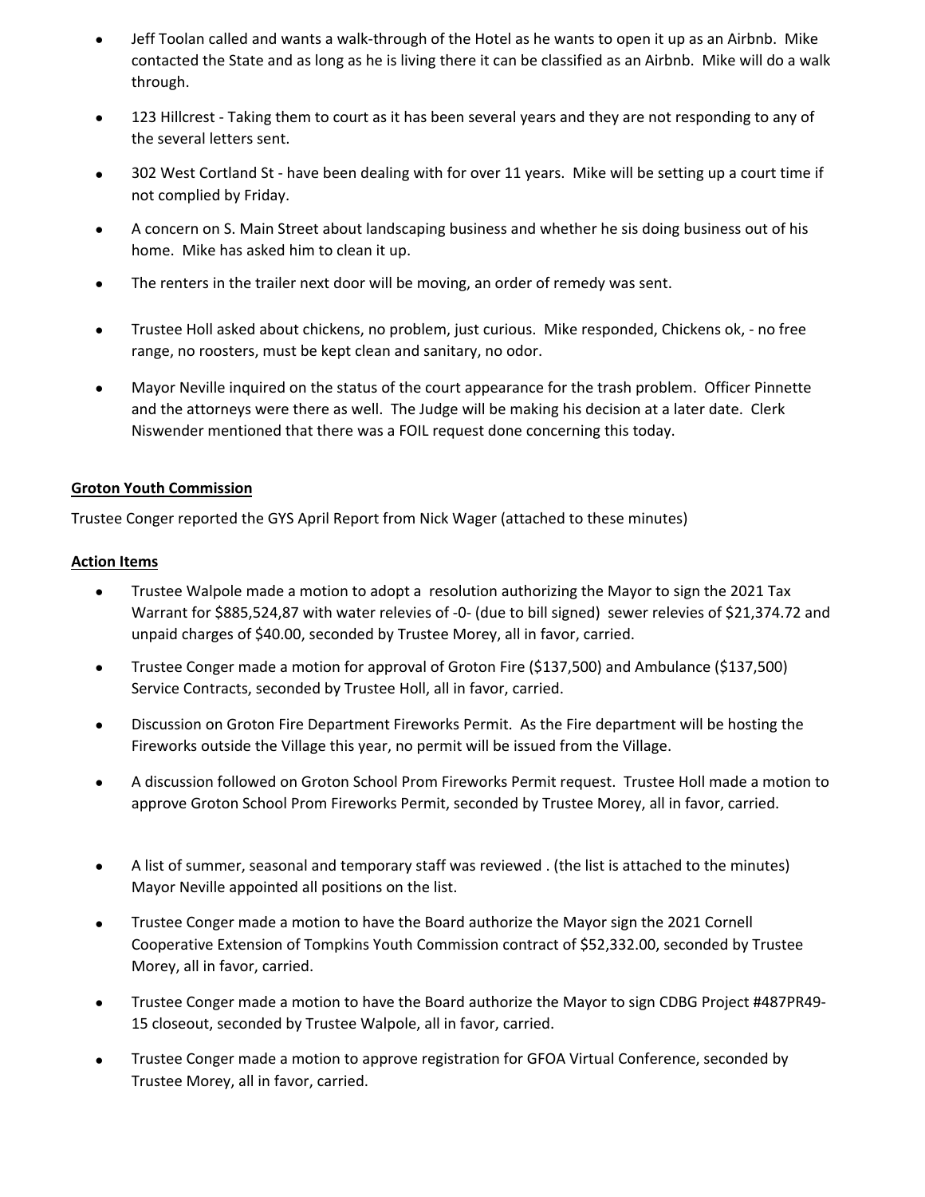- Jeff Toolan called and wants a walk-through of the Hotel as he wants to open it up as an Airbnb. Mike contacted the State and as long as he is living there it can be classified as an Airbnb. Mike will do a walk through.
- 123 Hillcrest - Taking them to court as it has been several years and they are not responding to any of the several letters sent.
- 302 West Cortland St - have been dealing with for over 11 years. Mike will be setting up a court time if not complied by Friday.
- A concern on S. Main Street about landscaping business and whether he sis doing business out of his home. Mike has asked him to clean it up.
- The renters in the trailer next door will be moving, an order of remedy was sent.
- Trustee Holl asked about chickens, no problem, just curious. Mike responded, Chickens ok, - no free range, no roosters, must be kept clean and sanitary, no odor.
- Mayor Neville inquired on the status of the court appearance for the trash problem. Officer Pinnette and the attorneys were there as well. The Judge will be making his decision at a later date. Clerk Niswender mentioned that there was a FOIL request done concerning this today.

**Groton Youth Commission**

Trustee Conger reported the GYS April Report from Nick Wager (attached to these minutes)

**Action Items**

- Trustee Walpole made a motion to adopt a resolution authorizing the Mayor to sign the 2021 Tax Warrant for $885,524,87 with water relevies of -0- (due to bill signed) sewer relevies of $21,374.72 and unpaid charges of $40.00, seconded by Trustee Morey, all in favor, carried.
- Trustee Conger made a motion for approval of Groton Fire ($137,500) and Ambulance ($137,500) Service Contracts, seconded by Trustee Holl, all in favor, carried.
- Discussion on Groton Fire Department Fireworks Permit. As the Fire department will be hosting the Fireworks outside the Village this year, no permit will be issued from the Village.
- A discussion followed on Groton School Prom Fireworks Permit request. Trustee Holl made a motion to approve Groton School Prom Fireworks Permit, seconded by Trustee Morey, all in favor, carried.
- A list of summer, seasonal and temporary staff was reviewed . (the list is attached to the minutes) Mayor Neville appointed all positions on the list.
- Trustee Conger made a motion to have the Board authorize the Mayor sign the 2021 Cornell Cooperative Extension of Tompkins Youth Commission contract of $52,332.00, seconded by Trustee Morey, all in favor, carried.
- Trustee Conger made a motion to have the Board authorize the Mayor to sign CDBG Project #487PR49-15 closeout, seconded by Trustee Walpole, all in favor, carried.
- Trustee Conger made a motion to approve registration for GFOA Virtual Conference, seconded by Trustee Morey, all in favor, carried.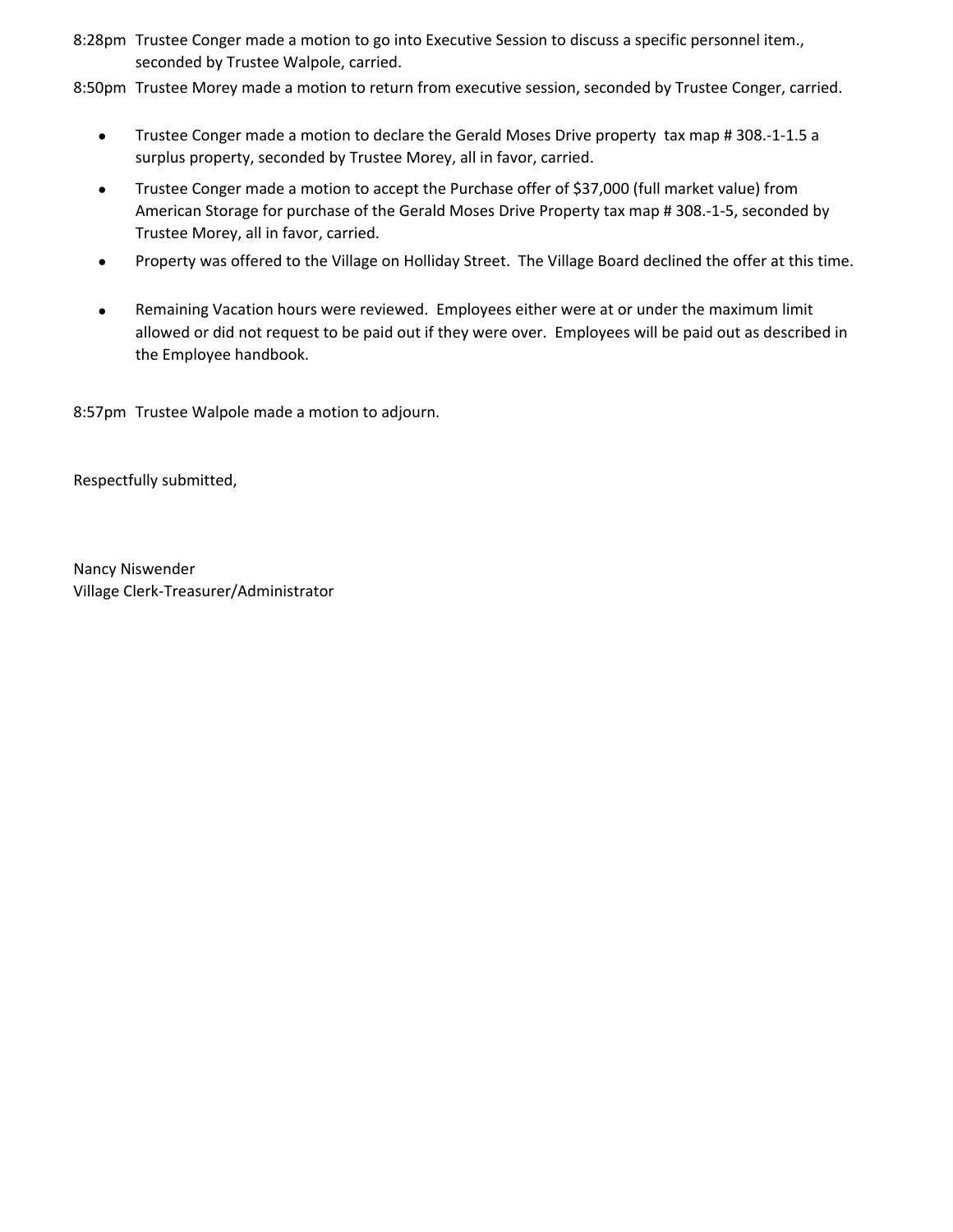8:28pm Trustee Conger made a motion to go into Executive Session to discuss a specific personnel item., seconded by Trustee Walpole, carried.

8:50pm Trustee Morey made a motion to return from executive session, seconded by Trustee Conger, carried.

- Trustee Conger made a motion to declare the Gerald Moses Drive property tax map # 308.-1-1.5 a surplus property, seconded by Trustee Morey, all in favor, carried.
- Trustee Conger made a motion to accept the Purchase offer of $37,000 (full market value) from American Storage for purchase of the Gerald Moses Drive Property tax map # 308.-1-5, seconded by Trustee Morey, all in favor, carried.
- Property was offered to the Village on Holliday Street. The Village Board declined the offer at this time.
- Remaining Vacation hours were reviewed. Employees either were at or under the maximum limit allowed or did not request to be paid out if they were over. Employees will be paid out as described in the Employee handbook.

8:57pm Trustee Walpole made a motion to adjourn.

Respectfully submitted,

Nancy Niswender
Village Clerk-Treasurer/Administrator